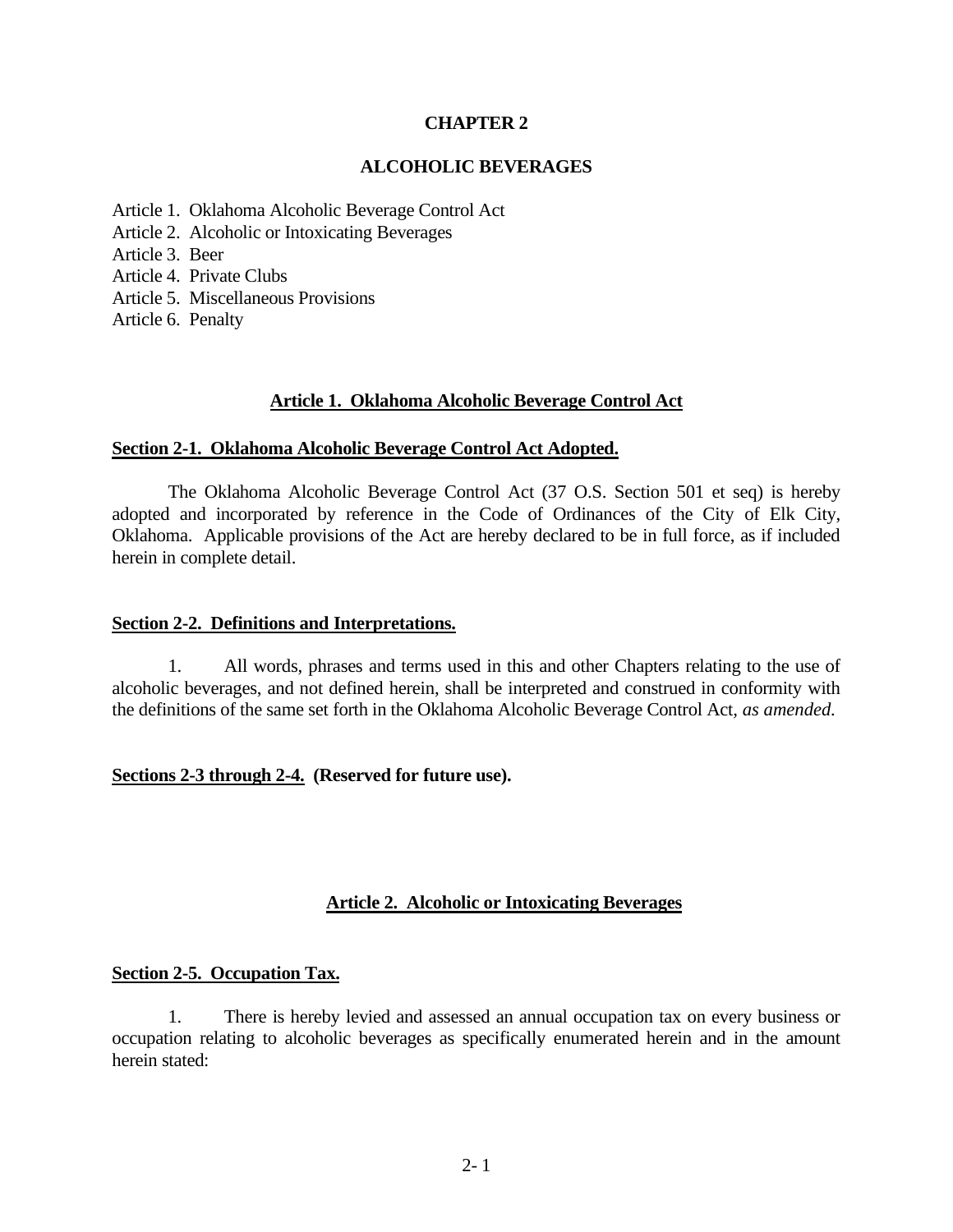# CHAPTER 2

## ALCOHOLIC BEVERAGES

Article 1. Oklahoma Alcoholic Beverage Control Act
Article 2. Alcoholic or Intoxicating Beverages
Article 3. Beer
Article 4. Private Clubs
Article 5. Miscellaneous Provisions
Article 6. Penalty

### Article 1. Oklahoma Alcoholic Beverage Control Act

**Section 2-1. Oklahoma Alcoholic Beverage Control Act Adopted.**

The Oklahoma Alcoholic Beverage Control Act (37 O.S. Section 501 et seq) is hereby adopted and incorporated by reference in the Code of Ordinances of the City of Elk City, Oklahoma. Applicable provisions of the Act are hereby declared to be in full force, as if included herein in complete detail.

**Section 2-2. Definitions and Interpretations.**

1. All words, phrases and terms used in this and other Chapters relating to the use of alcoholic beverages, and not defined herein, shall be interpreted and construed in conformity with the definitions of the same set forth in the Oklahoma Alcoholic Beverage Control Act, *as amended*.

**Sections 2-3 through 2-4. (Reserved for future use).**

### Article 2. Alcoholic or Intoxicating Beverages

**Section 2-5. Occupation Tax.**

1. There is hereby levied and assessed an annual occupation tax on every business or occupation relating to alcoholic beverages as specifically enumerated herein and in the amount herein stated: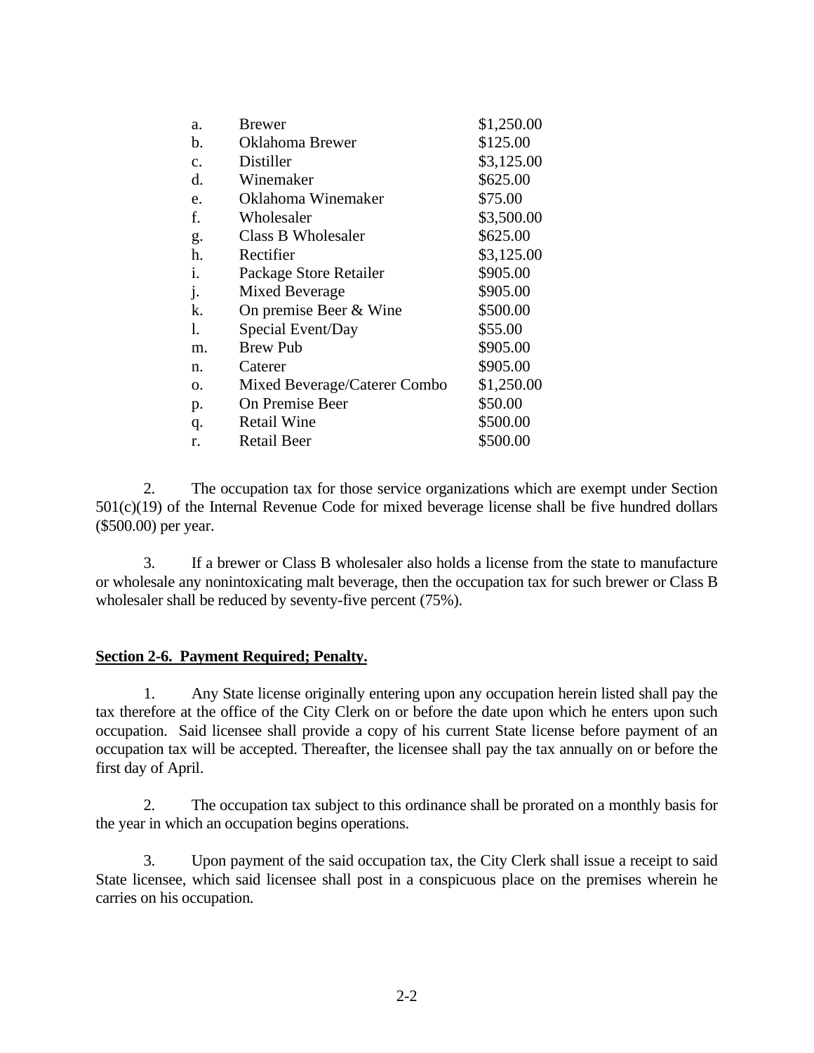| | | |
|---|---|---|
| a. | Brewer | $1,250.00 |
| b. | Oklahoma Brewer | $125.00 |
| c. | Distiller | $3,125.00 |
| d. | Winemaker | $625.00 |
| e. | Oklahoma Winemaker | $75.00 |
| f. | Wholesaler | $3,500.00 |
| g. | Class B Wholesaler | $625.00 |
| h. | Rectifier | $3,125.00 |
| i. | Package Store Retailer | $905.00 |
| j. | Mixed Beverage | $905.00 |
| k. | On premise Beer & Wine | $500.00 |
| l. | Special Event/Day | $55.00 |
| m. | Brew Pub | $905.00 |
| n. | Caterer | $905.00 |
| o. | Mixed Beverage/Caterer Combo | $1,250.00 |
| p. | On Premise Beer | $50.00 |
| q. | Retail Wine | $500.00 |
| r. | Retail Beer | $500.00 |

2. The occupation tax for those service organizations which are exempt under Section 501(c)(19) of the Internal Revenue Code for mixed beverage license shall be five hundred dollars ($500.00) per year.

3. If a brewer or Class B wholesaler also holds a license from the state to manufacture or wholesale any nonintoxicating malt beverage, then the occupation tax for such brewer or Class B wholesaler shall be reduced by seventy-five percent (75%).

**Section 2-6. Payment Required; Penalty.**

1. Any State license originally entering upon any occupation herein listed shall pay the tax therefore at the office of the City Clerk on or before the date upon which he enters upon such occupation. Said licensee shall provide a copy of his current State license before payment of an occupation tax will be accepted. Thereafter, the licensee shall pay the tax annually on or before the first day of April.

2. The occupation tax subject to this ordinance shall be prorated on a monthly basis for the year in which an occupation begins operations.

3. Upon payment of the said occupation tax, the City Clerk shall issue a receipt to said State licensee, which said licensee shall post in a conspicuous place on the premises wherein he carries on his occupation.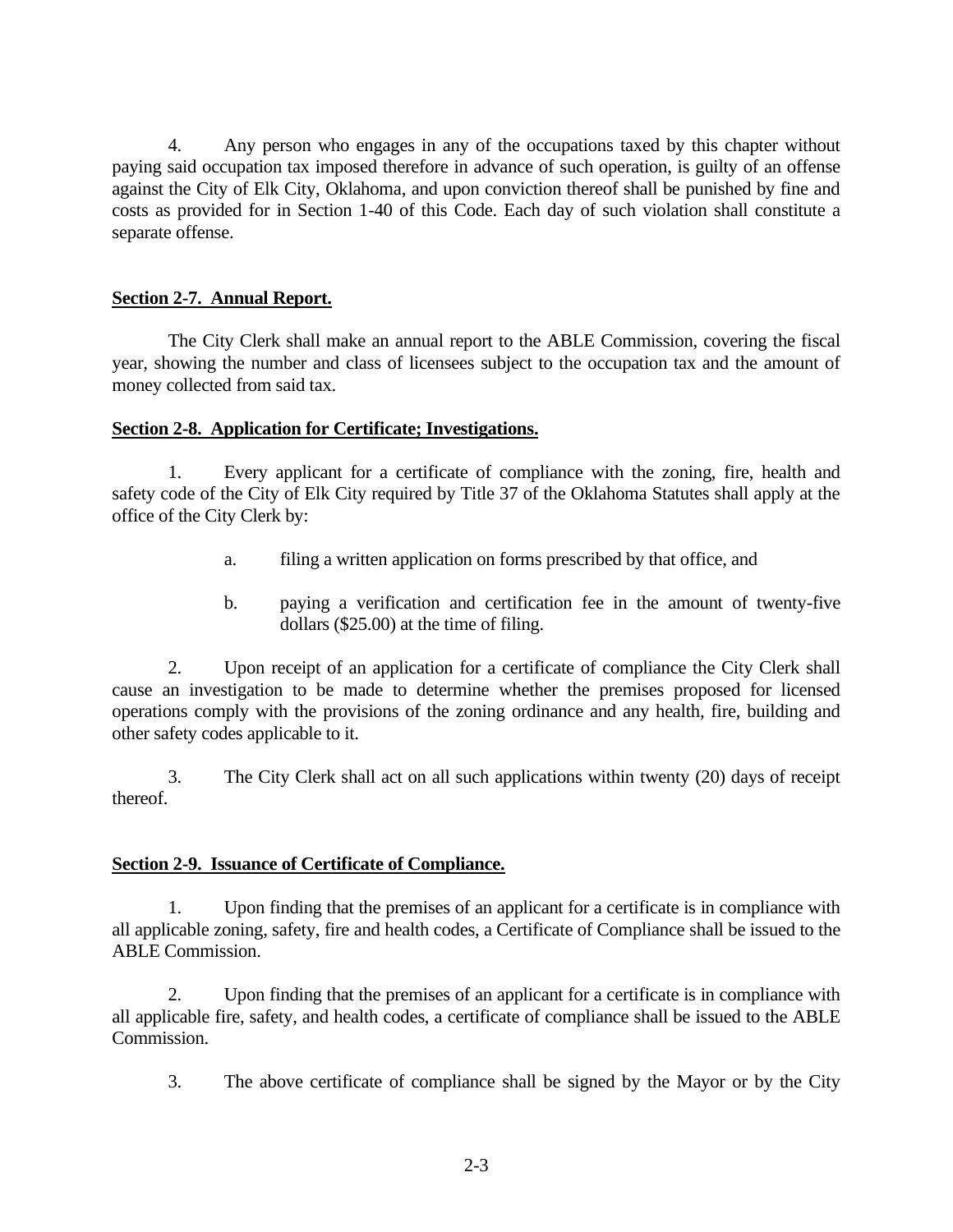4. Any person who engages in any of the occupations taxed by this chapter without paying said occupation tax imposed therefore in advance of such operation, is guilty of an offense against the City of Elk City, Oklahoma, and upon conviction thereof shall be punished by fine and costs as provided for in Section 1-40 of this Code. Each day of such violation shall constitute a separate offense.

**Section 2-7. Annual Report.**

The City Clerk shall make an annual report to the ABLE Commission, covering the fiscal year, showing the number and class of licensees subject to the occupation tax and the amount of money collected from said tax.

**Section 2-8. Application for Certificate; Investigations.**

1. Every applicant for a certificate of compliance with the zoning, fire, health and safety code of the City of Elk City required by Title 37 of the Oklahoma Statutes shall apply at the office of the City Clerk by:

   a. filing a written application on forms prescribed by that office, and

   b. paying a verification and certification fee in the amount of twenty-five dollars ($25.00) at the time of filing.

2. Upon receipt of an application for a certificate of compliance the City Clerk shall cause an investigation to be made to determine whether the premises proposed for licensed operations comply with the provisions of the zoning ordinance and any health, fire, building and other safety codes applicable to it.

3. The City Clerk shall act on all such applications within twenty (20) days of receipt thereof.

**Section 2-9. Issuance of Certificate of Compliance.**

1. Upon finding that the premises of an applicant for a certificate is in compliance with all applicable zoning, safety, fire and health codes, a Certificate of Compliance shall be issued to the ABLE Commission.

2. Upon finding that the premises of an applicant for a certificate is in compliance with all applicable fire, safety, and health codes, a certificate of compliance shall be issued to the ABLE Commission.

3. The above certificate of compliance shall be signed by the Mayor or by the City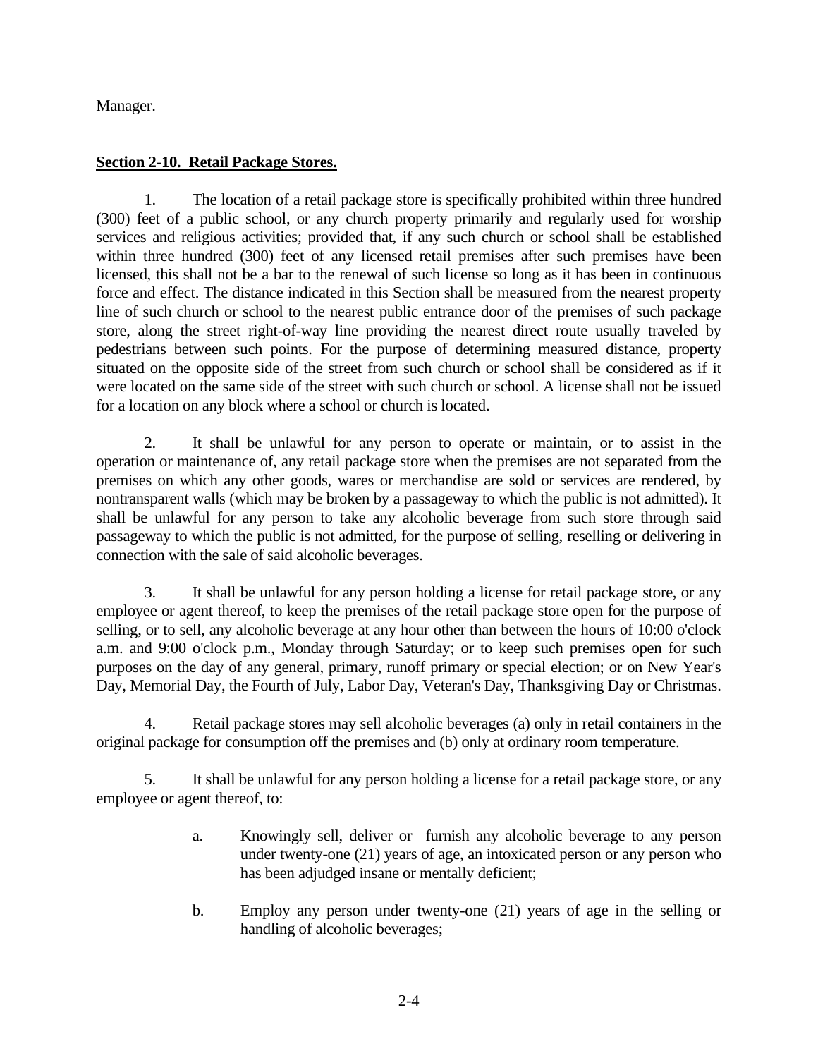Manager.

**Section 2-10. Retail Package Stores.**

1. The location of a retail package store is specifically prohibited within three hundred (300) feet of a public school, or any church property primarily and regularly used for worship services and religious activities; provided that, if any such church or school shall be established within three hundred (300) feet of any licensed retail premises after such premises have been licensed, this shall not be a bar to the renewal of such license so long as it has been in continuous force and effect. The distance indicated in this Section shall be measured from the nearest property line of such church or school to the nearest public entrance door of the premises of such package store, along the street right-of-way line providing the nearest direct route usually traveled by pedestrians between such points. For the purpose of determining measured distance, property situated on the opposite side of the street from such church or school shall be considered as if it were located on the same side of the street with such church or school. A license shall not be issued for a location on any block where a school or church is located.

2. It shall be unlawful for any person to operate or maintain, or to assist in the operation or maintenance of, any retail package store when the premises are not separated from the premises on which any other goods, wares or merchandise are sold or services are rendered, by nontransparent walls (which may be broken by a passageway to which the public is not admitted). It shall be unlawful for any person to take any alcoholic beverage from such store through said passageway to which the public is not admitted, for the purpose of selling, reselling or delivering in connection with the sale of said alcoholic beverages.

3. It shall be unlawful for any person holding a license for retail package store, or any employee or agent thereof, to keep the premises of the retail package store open for the purpose of selling, or to sell, any alcoholic beverage at any hour other than between the hours of 10:00 o'clock a.m. and 9:00 o'clock p.m., Monday through Saturday; or to keep such premises open for such purposes on the day of any general, primary, runoff primary or special election; or on New Year's Day, Memorial Day, the Fourth of July, Labor Day, Veteran's Day, Thanksgiving Day or Christmas.

4. Retail package stores may sell alcoholic beverages (a) only in retail containers in the original package for consumption off the premises and (b) only at ordinary room temperature.

5. It shall be unlawful for any person holding a license for a retail package store, or any employee or agent thereof, to:

   a. Knowingly sell, deliver or furnish any alcoholic beverage to any person under twenty-one (21) years of age, an intoxicated person or any person who has been adjudged insane or mentally deficient;

   b. Employ any person under twenty-one (21) years of age in the selling or handling of alcoholic beverages;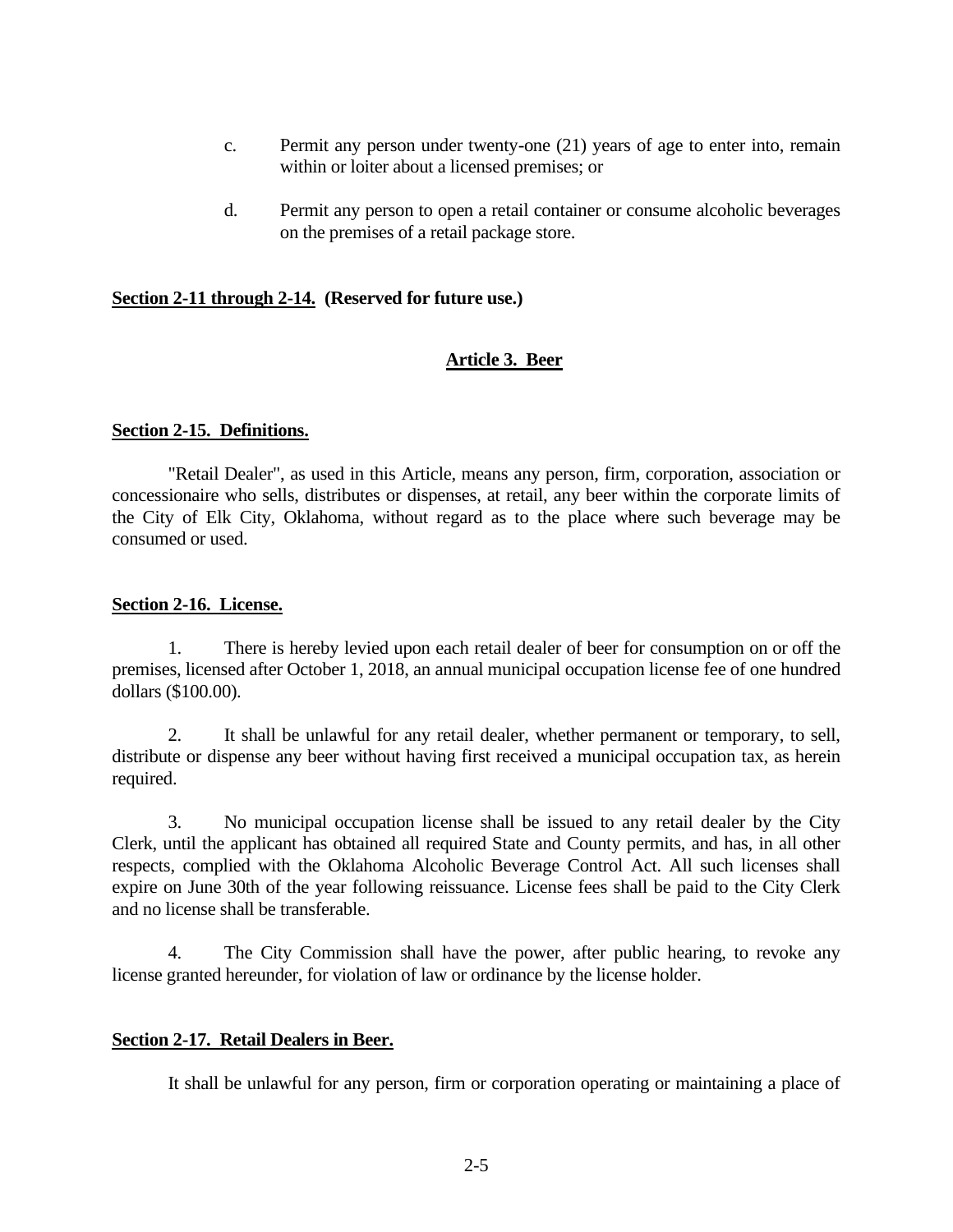c. Permit any person under twenty-one (21) years of age to enter into, remain within or loiter about a licensed premises; or

d. Permit any person to open a retail container or consume alcoholic beverages on the premises of a retail package store.

**Section 2-11 through 2-14. (Reserved for future use.)**

## Article 3. Beer

**Section 2-15. Definitions.**

"Retail Dealer", as used in this Article, means any person, firm, corporation, association or concessionaire who sells, distributes or dispenses, at retail, any beer within the corporate limits of the City of Elk City, Oklahoma, without regard as to the place where such beverage may be consumed or used.

**Section 2-16. License.**

1. There is hereby levied upon each retail dealer of beer for consumption on or off the premises, licensed after October 1, 2018, an annual municipal occupation license fee of one hundred dollars ($100.00).

2. It shall be unlawful for any retail dealer, whether permanent or temporary, to sell, distribute or dispense any beer without having first received a municipal occupation tax, as herein required.

3. No municipal occupation license shall be issued to any retail dealer by the City Clerk, until the applicant has obtained all required State and County permits, and has, in all other respects, complied with the Oklahoma Alcoholic Beverage Control Act. All such licenses shall expire on June 30th of the year following reissuance. License fees shall be paid to the City Clerk and no license shall be transferable.

4. The City Commission shall have the power, after public hearing, to revoke any license granted hereunder, for violation of law or ordinance by the license holder.

**Section 2-17. Retail Dealers in Beer.**

It shall be unlawful for any person, firm or corporation operating or maintaining a place of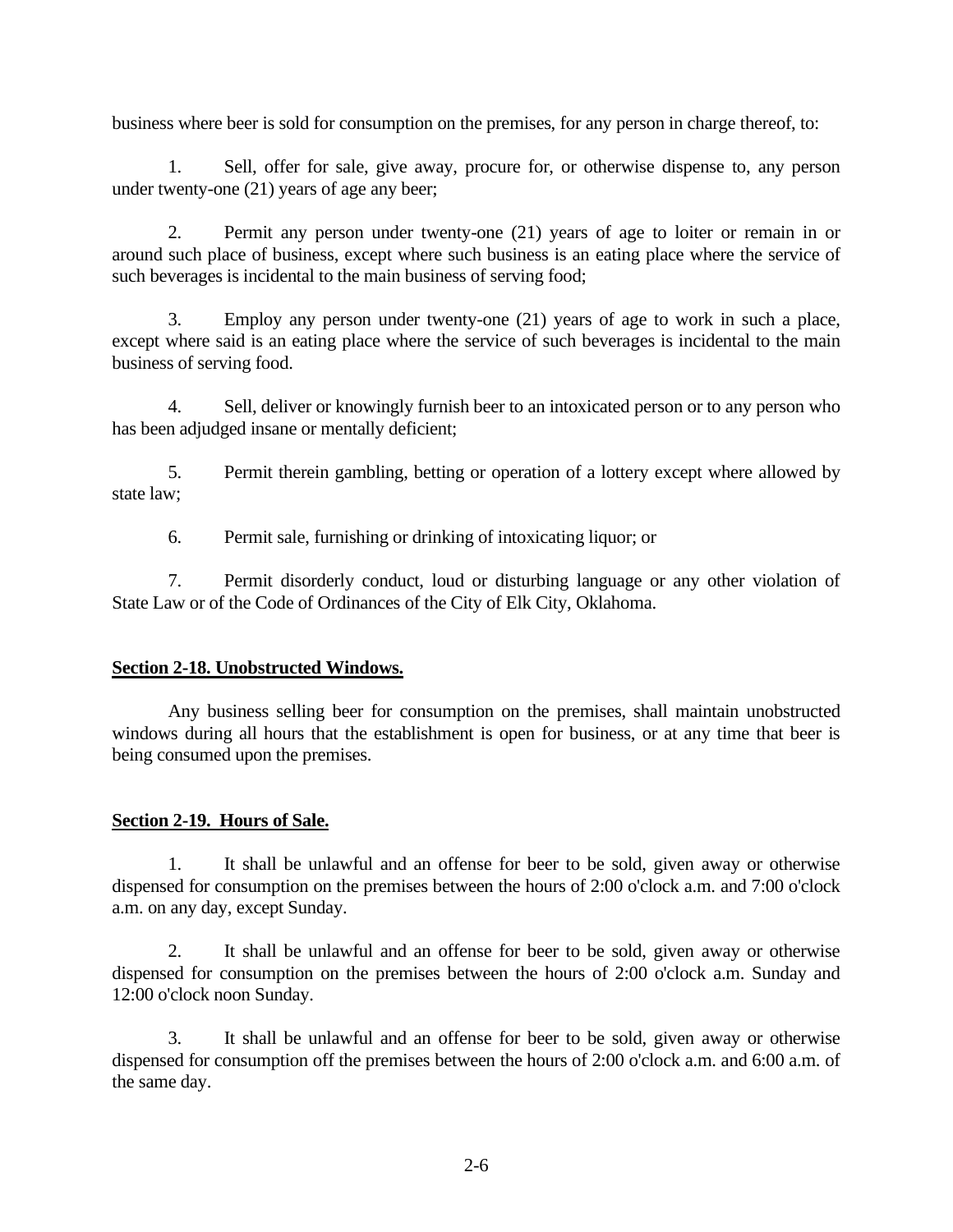business where beer is sold for consumption on the premises, for any person in charge thereof, to:

1. Sell, offer for sale, give away, procure for, or otherwise dispense to, any person under twenty-one (21) years of age any beer;

2. Permit any person under twenty-one (21) years of age to loiter or remain in or around such place of business, except where such business is an eating place where the service of such beverages is incidental to the main business of serving food;

3. Employ any person under twenty-one (21) years of age to work in such a place, except where said is an eating place where the service of such beverages is incidental to the main business of serving food.

4. Sell, deliver or knowingly furnish beer to an intoxicated person or to any person who has been adjudged insane or mentally deficient;

5. Permit therein gambling, betting or operation of a lottery except where allowed by state law;

6. Permit sale, furnishing or drinking of intoxicating liquor; or

7. Permit disorderly conduct, loud or disturbing language or any other violation of State Law or of the Code of Ordinances of the City of Elk City, Oklahoma.

## Section 2-18. Unobstructed Windows.

Any business selling beer for consumption on the premises, shall maintain unobstructed windows during all hours that the establishment is open for business, or at any time that beer is being consumed upon the premises.

## Section 2-19. Hours of Sale.

1. It shall be unlawful and an offense for beer to be sold, given away or otherwise dispensed for consumption on the premises between the hours of 2:00 o'clock a.m. and 7:00 o'clock a.m. on any day, except Sunday.

2. It shall be unlawful and an offense for beer to be sold, given away or otherwise dispensed for consumption on the premises between the hours of 2:00 o'clock a.m. Sunday and 12:00 o'clock noon Sunday.

3. It shall be unlawful and an offense for beer to be sold, given away or otherwise dispensed for consumption off the premises between the hours of 2:00 o'clock a.m. and 6:00 a.m. of the same day.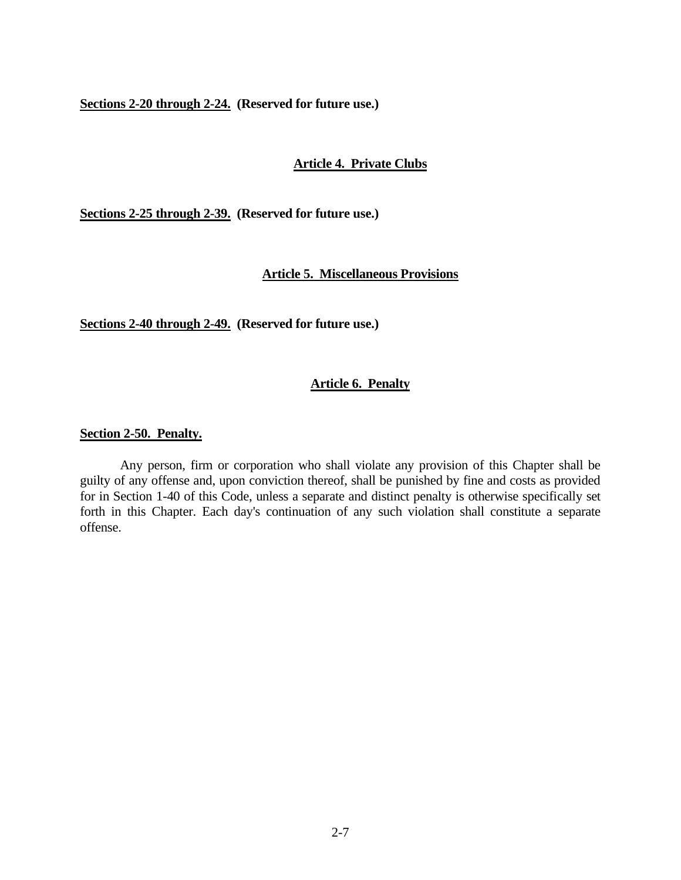**Sections 2-20 through 2-24. (Reserved for future use.)**

## Article 4. Private Clubs

**Sections 2-25 through 2-39. (Reserved for future use.)**

## Article 5. Miscellaneous Provisions

**Sections 2-40 through 2-49. (Reserved for future use.)**

## Article 6. Penalty

**Section 2-50. Penalty.**

Any person, firm or corporation who shall violate any provision of this Chapter shall be guilty of any offense and, upon conviction thereof, shall be punished by fine and costs as provided for in Section 1-40 of this Code, unless a separate and distinct penalty is otherwise specifically set forth in this Chapter. Each day's continuation of any such violation shall constitute a separate offense.